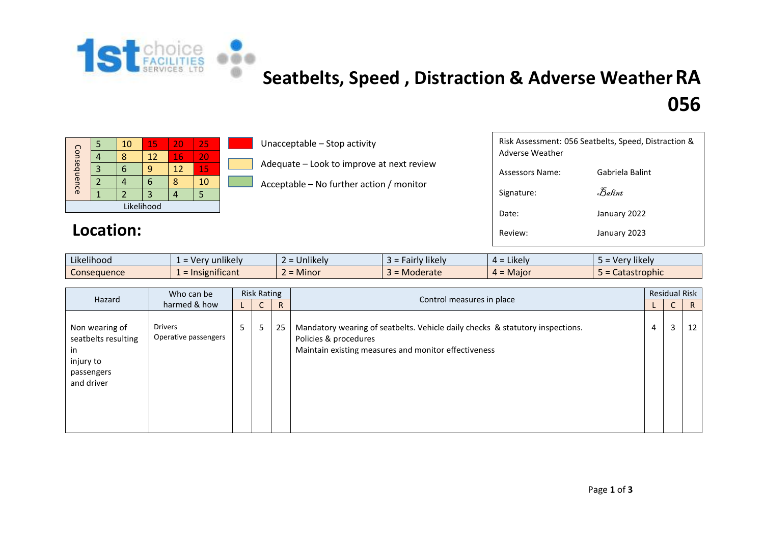# Seatbelts, Speed , Distraction & Adverse Weather RA 056

| Consequence | | | | | |
|---|---|---|---|---|---|
| | 5 | 10 | 15 | 20 | 25 |
| | 4 | 8 | 12 | 16 | 20 |
| | 3 | 6 | 9 | 12 | 15 |
| | 2 | 4 | 6 | 8 | 10 |
| | 1 | 2 | 3 | 4 | 5 |
| Likelihood | | | | | |

- Unacceptable – Stop activity
- Adequate – Look to improve at next review
- Acceptable – No further action / monitor

| | |
|---|---|
| Risk Assessment: 056 Seatbelts, Speed, Distraction & Adverse Weather | |
| Assessors Name: | Gabriela Balint |
| Signature: | Balint |
| Date: | January 2022 |
| Review: | January 2023 |

## Location:

| Likelihood | 1 = Very unlikely | 2 = Unlikely | 3 = Fairly likely | 4 = Likely | 5 = Very likely |
|---|---|---|---|---|---|
| Consequence | 1 = Insignificant | 2 = Minor | 3 = Moderate | 4 = Major | 5 = Catastrophic |

| Hazard | Who can be harmed & how | Risk Rating | | | Control measures in place | Residual Risk | | |
|---|---|---|---|---|---|---|---|---|
| | | L | C | R | | L | C | R |
| Non wearing of seatbelts resulting in injury to passengers and driver | Drivers<br>Operative passengers | 5 | 5 | 25 | Mandatory wearing of seatbelts. Vehicle daily checks & statutory inspections.<br>Policies & procedures<br>Maintain existing measures and monitor effectiveness | 4 | 3 | 12 |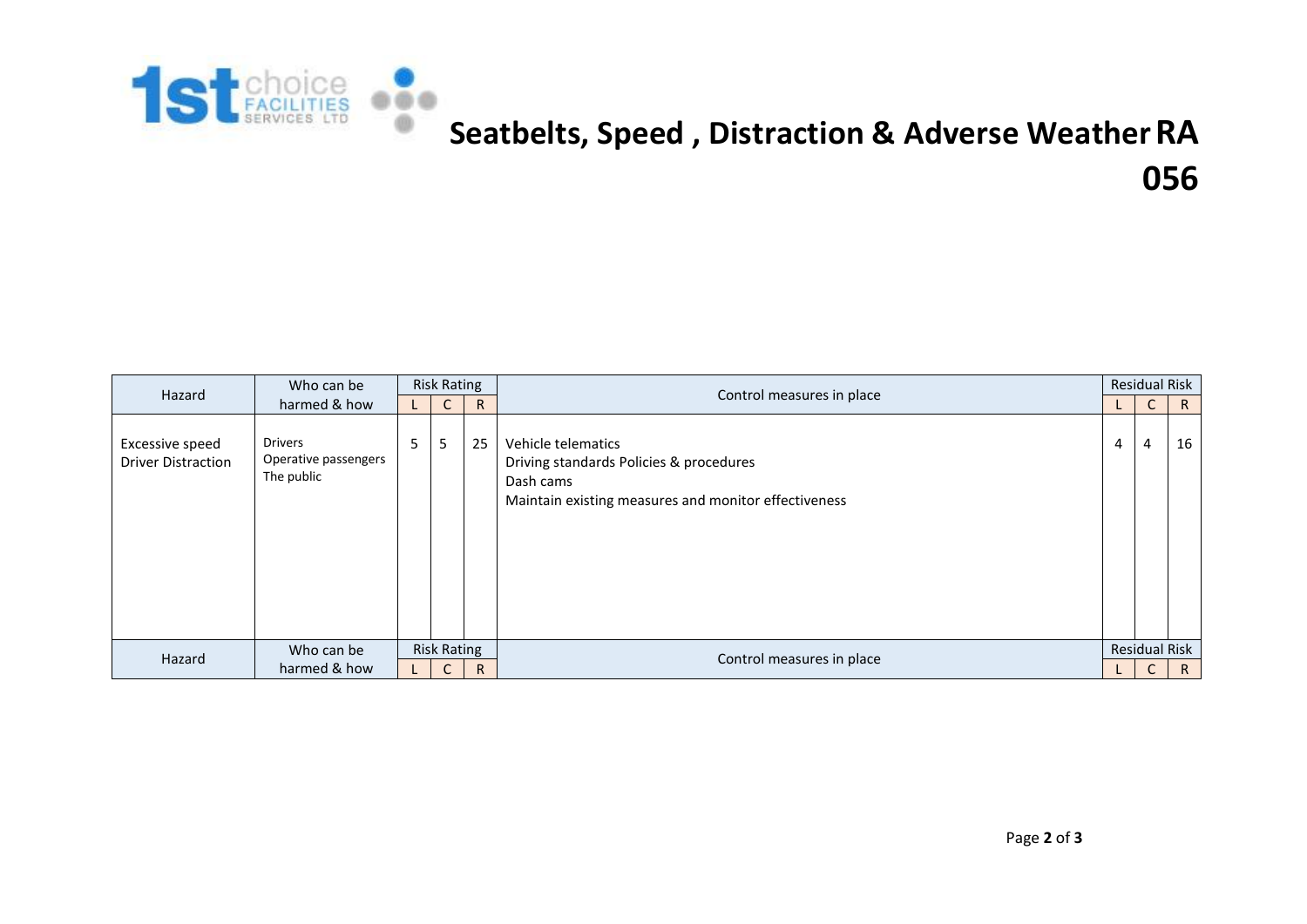# Seatbelts, Speed , Distraction & Adverse Weather RA 056

| Hazard | Who can be harmed & how | Risk Rating | | | Control measures in place | Residual Risk | | |
|---|---|---|---|---|---|---|---|---|
| | | L | C | R | | L | C | R |
| Excessive speed<br>Driver Distraction | Drivers<br>Operative passengers<br>The public | 5 | 5 | 25 | Vehicle telematics<br>Driving standards Policies & procedures<br>Dash cams<br>Maintain existing measures and monitor effectiveness | 4 | 4 | 16 |

| Hazard | Who can be harmed & how | Risk Rating | | | Control measures in place | Residual Risk | | |
|---|---|---|---|---|---|---|---|---|
| | | L | C | R | | L | C | R |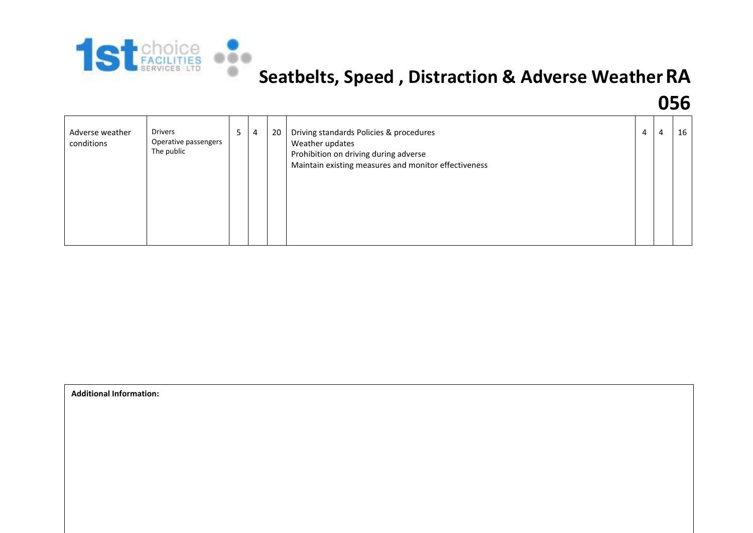# Seatbelts, Speed , Distraction & Adverse Weather RA 056

| | | | | | | | | |
|---|---|---|---|---|---|---|---|---|
| Adverse weather conditions | Drivers<br>Operative passengers<br>The public | 5 | 4 | 20 | Driving standards Policies & procedures<br>Weather updates<br>Prohibition on driving during adverse<br>Maintain existing measures and monitor effectiveness | 4 | 4 | 16 |

**Additional Information:**